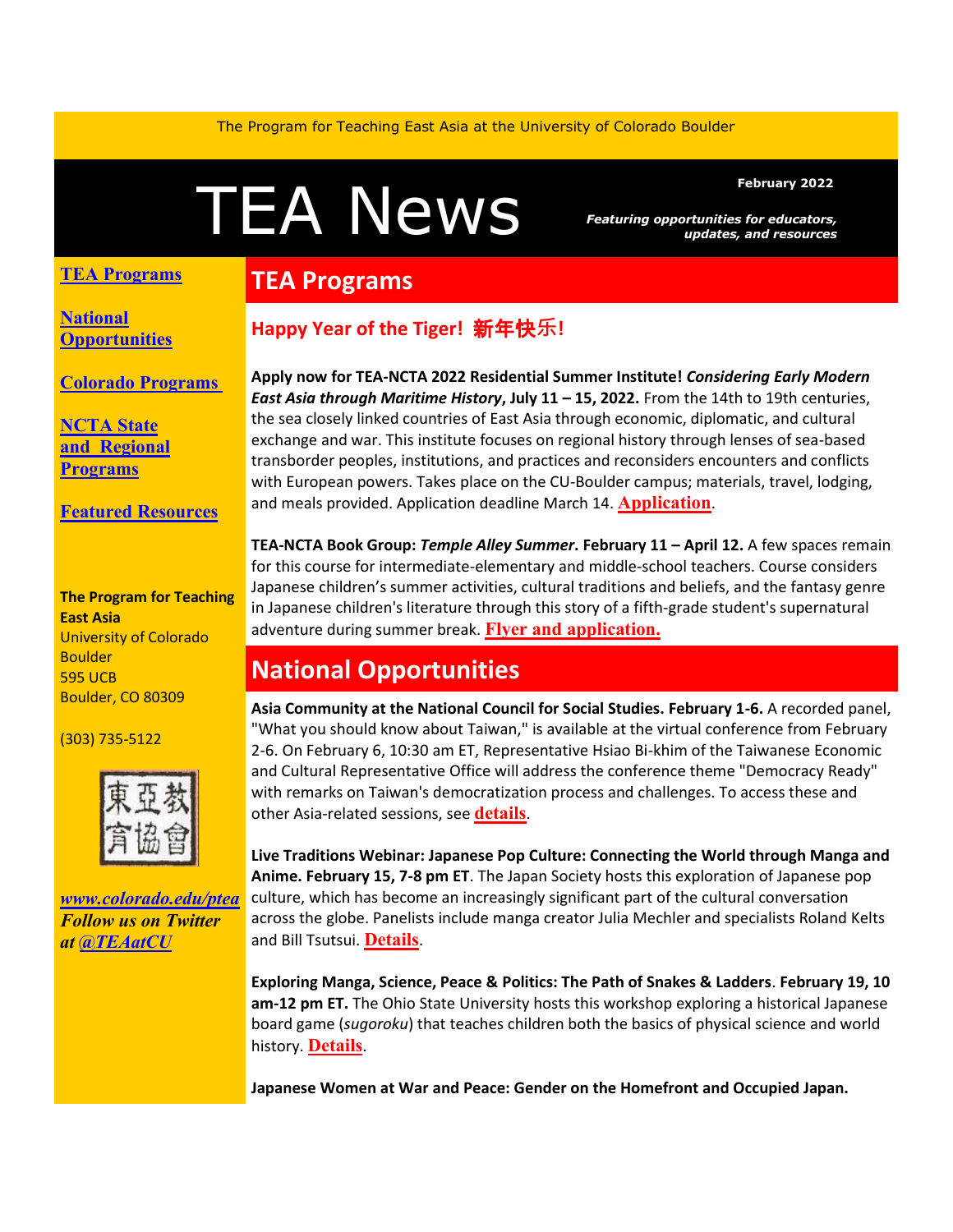The Program for Teaching East Asia at the University of Colorado Boulder

# TEA News

**February 2022**

***Featuring opportunities for educators, updates, and resources***

[TEA Programs](#)

[National Opportunities](#)

[Colorado Programs](#)

[NCTA State and Regional Programs](#)

[Featured Resources](#)

**The Program for Teaching East Asia**
University of Colorado Boulder
595 UCB
Boulder, CO 80309

(303) 735-5122

***www.colorado.edu/ptea***
***Follow us on Twitter at @TEAatCU***

## TEA Programs

### Happy Year of the Tiger! 新年快乐!

**Apply now for TEA-NCTA 2022 Residential Summer Institute! *Considering Early Modern East Asia through Maritime History*, July 11 – 15, 2022.** From the 14th to 19th centuries, the sea closely linked countries of East Asia through economic, diplomatic, and cultural exchange and war. This institute focuses on regional history through lenses of sea-based transborder peoples, institutions, and practices and reconsiders encounters and conflicts with European powers. Takes place on the CU-Boulder campus; materials, travel, lodging, and meals provided. Application deadline March 14. **Application**.

**TEA-NCTA Book Group: *Temple Alley Summer*. February 11 – April 12.** A few spaces remain for this course for intermediate-elementary and middle-school teachers. Course considers Japanese children's summer activities, cultural traditions and beliefs, and the fantasy genre in Japanese children's literature through this story of a fifth-grade student's supernatural adventure during summer break. **Flyer and application.**

## National Opportunities

**Asia Community at the National Council for Social Studies. February 1-6.** A recorded panel, "What you should know about Taiwan," is available at the virtual conference from February 2-6. On February 6, 10:30 am ET, Representative Hsiao Bi-khim of the Taiwanese Economic and Cultural Representative Office will address the conference theme "Democracy Ready" with remarks on Taiwan's democratization process and challenges. To access these and other Asia-related sessions, see **details**.

**Live Traditions Webinar: Japanese Pop Culture: Connecting the World through Manga and Anime. February 15, 7-8 pm ET**. The Japan Society hosts this exploration of Japanese pop culture, which has become an increasingly significant part of the cultural conversation across the globe. Panelists include manga creator Julia Mechler and specialists Roland Kelts and Bill Tsutsui. **Details**.

**Exploring Manga, Science, Peace & Politics: The Path of Snakes & Ladders**. **February 19, 10 am-12 pm ET.** The Ohio State University hosts this workshop exploring a historical Japanese board game (*sugoroku*) that teaches children both the basics of physical science and world history. **Details**.

**Japanese Women at War and Peace: Gender on the Homefront and Occupied Japan.**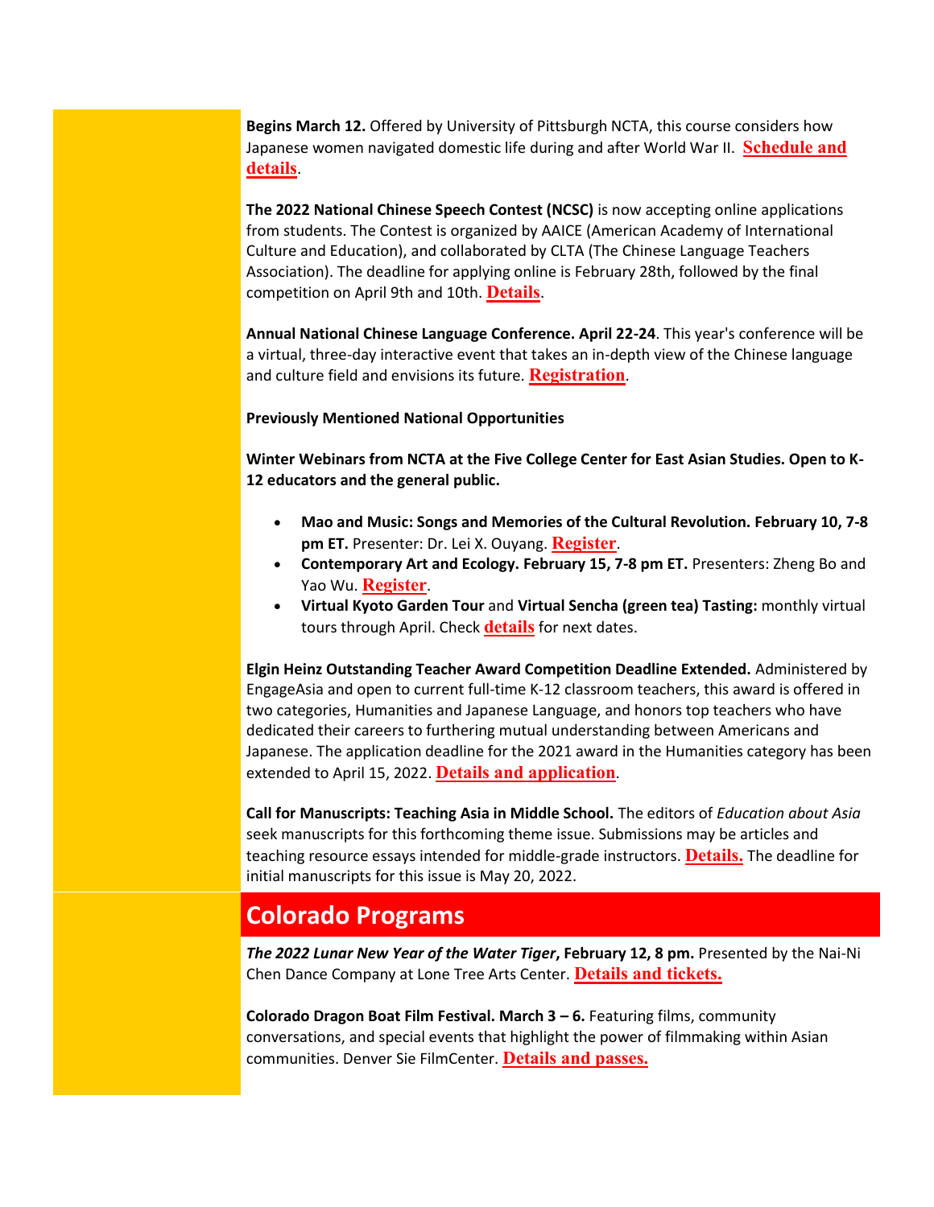**Begins March 12.** Offered by University of Pittsburgh NCTA, this course considers how Japanese women navigated domestic life during and after World War II. **Schedule and details**.

**The 2022 National Chinese Speech Contest (NCSC)** is now accepting online applications from students. The Contest is organized by AAICE (American Academy of International Culture and Education), and collaborated by CLTA (The Chinese Language Teachers Association). The deadline for applying online is February 28th, followed by the final competition on April 9th and 10th. **Details**.

**Annual National Chinese Language Conference. April 22-24**. This year's conference will be a virtual, three-day interactive event that takes an in-depth view of the Chinese language and culture field and envisions its future. **Registration**.

**Previously Mentioned National Opportunities**

**Winter Webinars from NCTA at the Five College Center for East Asian Studies. Open to K-12 educators and the general public.**

- **Mao and Music: Songs and Memories of the Cultural Revolution. February 10, 7-8 pm ET.** Presenter: Dr. Lei X. Ouyang. **Register**.
- **Contemporary Art and Ecology. February 15, 7-8 pm ET.** Presenters: Zheng Bo and Yao Wu. **Register**.
- **Virtual Kyoto Garden Tour** and **Virtual Sencha (green tea) Tasting:** monthly virtual tours through April. Check **details** for next dates.

**Elgin Heinz Outstanding Teacher Award Competition Deadline Extended.** Administered by EngageAsia and open to current full-time K-12 classroom teachers, this award is offered in two categories, Humanities and Japanese Language, and honors top teachers who have dedicated their careers to furthering mutual understanding between Americans and Japanese. The application deadline for the 2021 award in the Humanities category has been extended to April 15, 2022. **Details and application**.

**Call for Manuscripts: Teaching Asia in Middle School.** The editors of *Education about Asia* seek manuscripts for this forthcoming theme issue. Submissions may be articles and teaching resource essays intended for middle-grade instructors. **Details.** The deadline for initial manuscripts for this issue is May 20, 2022.

## Colorado Programs

***The 2022 Lunar New Year of the Water Tiger*, February 12, 8 pm.** Presented by the Nai-Ni Chen Dance Company at Lone Tree Arts Center. **Details and tickets.**

**Colorado Dragon Boat Film Festival. March 3 – 6.** Featuring films, community conversations, and special events that highlight the power of filmmaking within Asian communities. Denver Sie FilmCenter. **Details and passes.**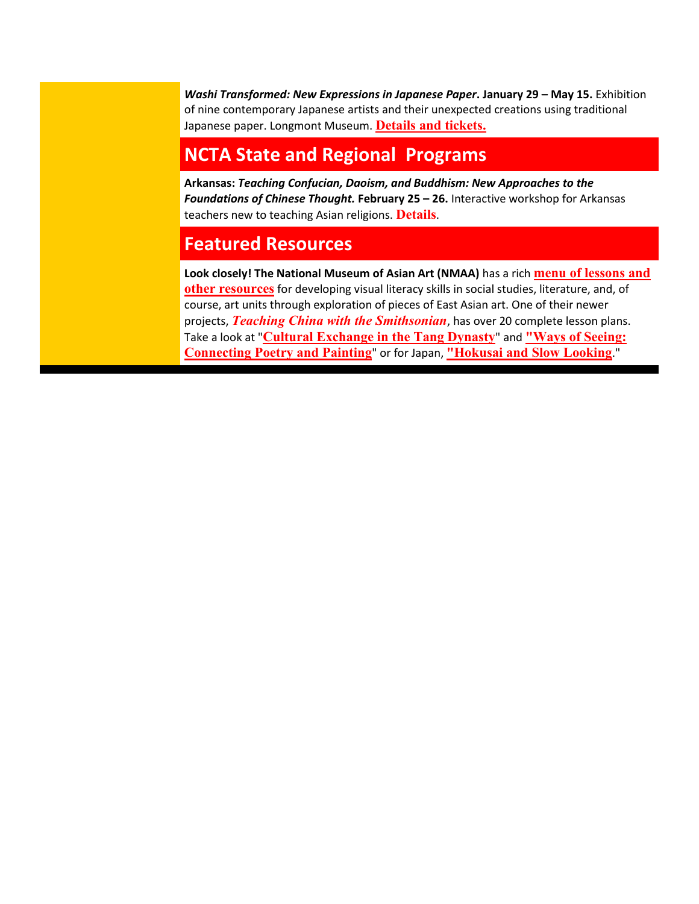***Washi Transformed: New Expressions in Japanese Paper*. January 29 – May 15.** Exhibition of nine contemporary Japanese artists and their unexpected creations using traditional Japanese paper. Longmont Museum. **Details and tickets.**

## NCTA State and Regional Programs

**Arkansas: *Teaching Confucian, Daoism, and Buddhism: New Approaches to the Foundations of Chinese Thought.* February 25 – 26.** Interactive workshop for Arkansas teachers new to teaching Asian religions. **Details**.

## Featured Resources

**Look closely! The National Museum of Asian Art (NMAA)** has a rich **menu of lessons and other resources** for developing visual literacy skills in social studies, literature, and, of course, art units through exploration of pieces of East Asian art. One of their newer projects, ***Teaching China with the Smithsonian***, has over 20 complete lesson plans. Take a look at "**Cultural Exchange in the Tang Dynasty**" and **"Ways of Seeing: Connecting Poetry and Painting**" or for Japan, **"Hokusai and Slow Looking**."